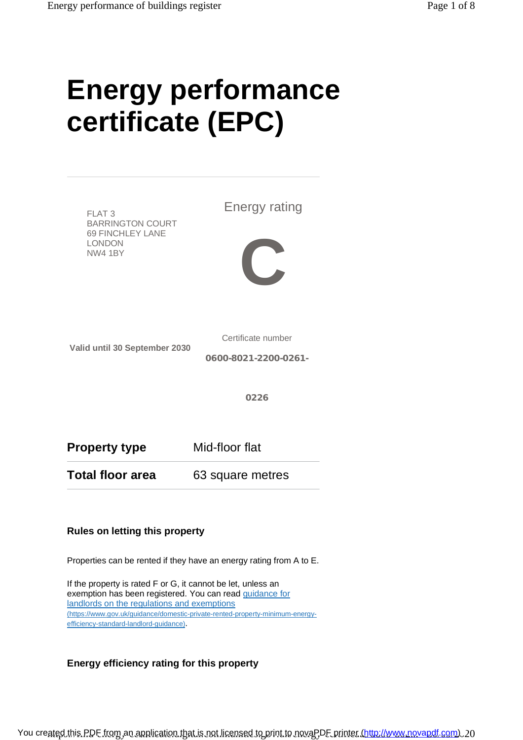# Energy performance certificate (EPC)

FLAT 3
BARRINGTON COURT
69 FINCHLEY LANE
LONDON
NW4 1BY

Energy rating

**C**

**Valid until 30 September 2030**

Certificate number

**0600-8021-2200-0261-0226**

| | |
|---|---|
| **Property type** | Mid-floor flat |
| **Total floor area** | 63 square metres |

### Rules on letting this property

Properties can be rented if they have an energy rating from A to E.

If the property is rated F or G, it cannot be let, unless an exemption has been registered. You can read [guidance for landlords on the regulations and exemptions](https://www.gov.uk/guidance/domestic-private-rented-property-minimum-energy-efficiency-standard-landlord-guidance) (https://www.gov.uk/guidance/domestic-private-rented-property-minimum-energy-efficiency-standard-landlord-guidance).

### Energy efficiency rating for this property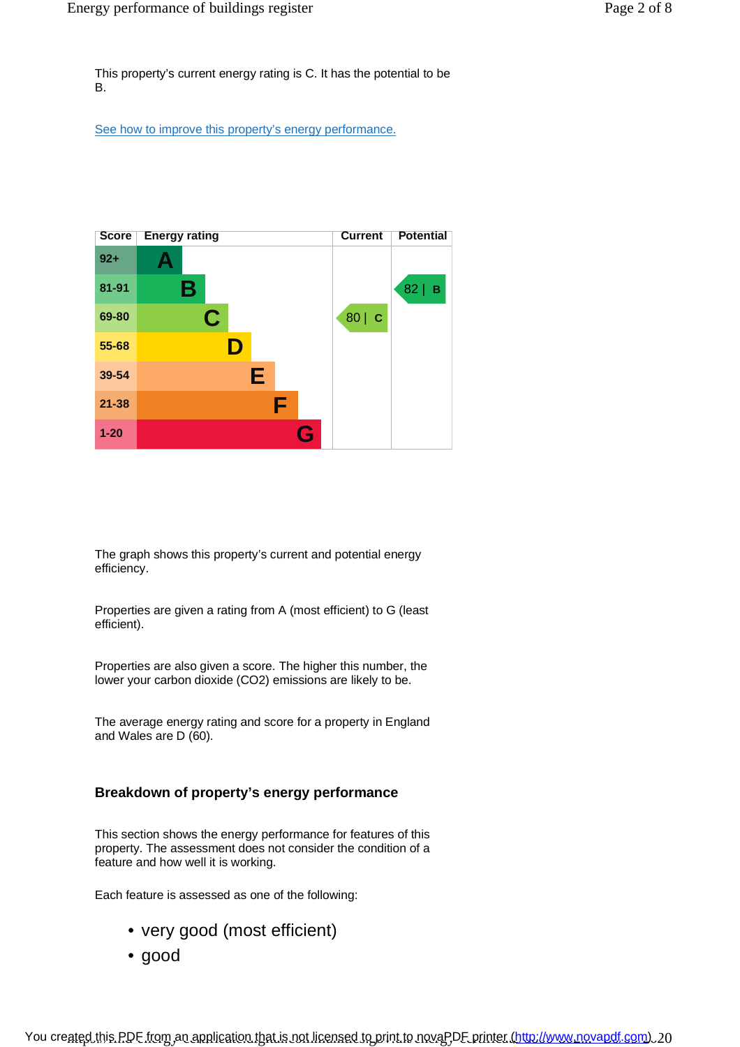This property’s current energy rating is C. It has the potential to be B.

See how to improve this property’s energy performance.

| Score | Energy rating | Current | Potential |
|---|---|---|---|
| 92+ | A | | |
| 81-91 | B | | 82 \| B |
| 69-80 | C | 80 \| C | |
| 55-68 | D | | |
| 39-54 | E | | |
| 21-38 | F | | |
| 1-20 | G | | |

The graph shows this property’s current and potential energy efficiency.

Properties are given a rating from A (most efficient) to G (least efficient).

Properties are also given a score. The higher this number, the lower your carbon dioxide ($CO_2$) emissions are likely to be.

The average energy rating and score for a property in England and Wales are D (60).

## Breakdown of property’s energy performance

This section shows the energy performance for features of this property. The assessment does not consider the condition of a feature and how well it is working.

Each feature is assessed as one of the following:

- very good (most efficient)
- good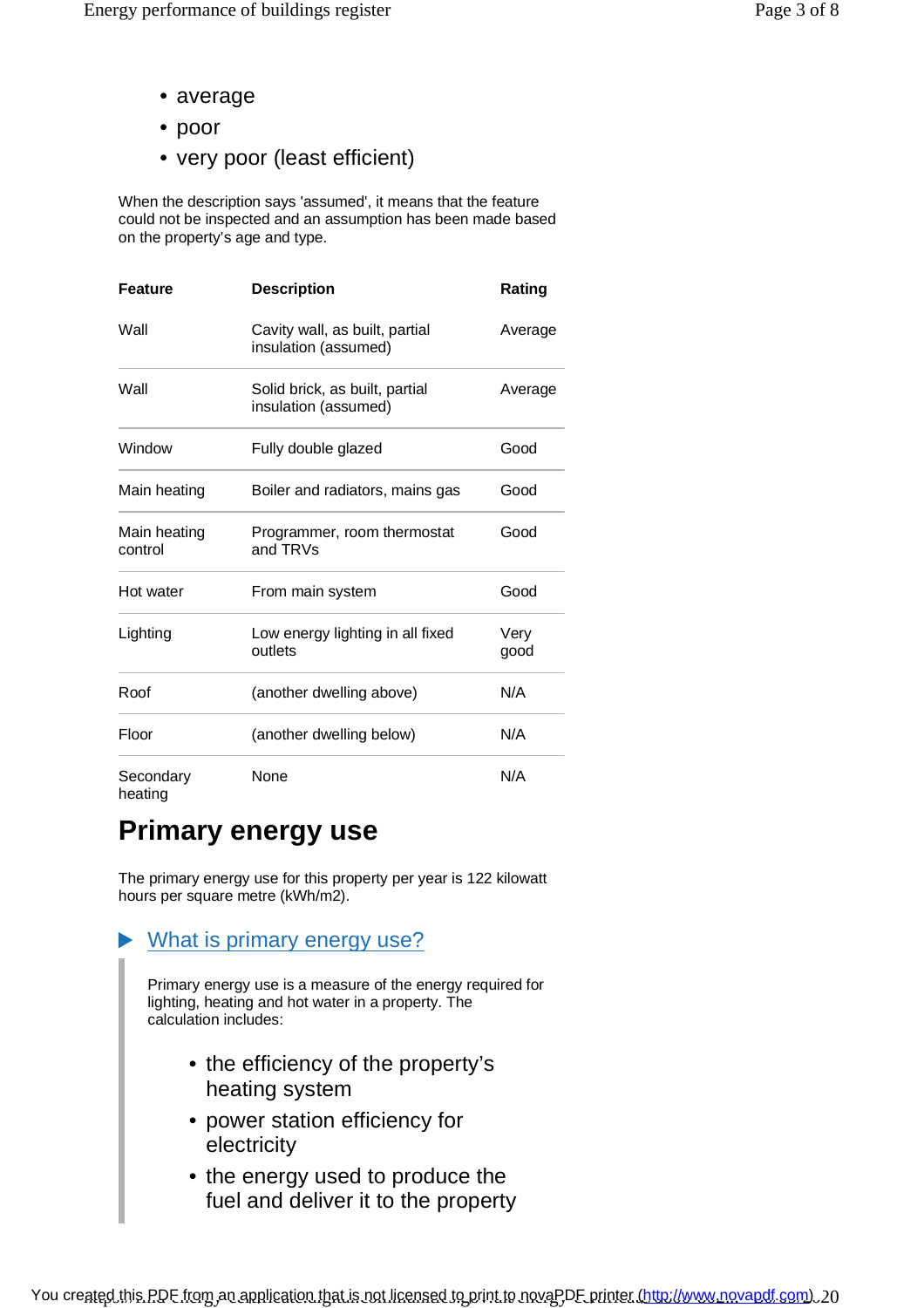- average
- poor
- very poor (least efficient)

When the description says 'assumed', it means that the feature could not be inspected and an assumption has been made based on the property's age and type.

| Feature | Description | Rating |
|---|---|---|
| Wall | Cavity wall, as built, partial insulation (assumed) | Average |
| Wall | Solid brick, as built, partial insulation (assumed) | Average |
| Window | Fully double glazed | Good |
| Main heating | Boiler and radiators, mains gas | Good |
| Main heating control | Programmer, room thermostat and TRVs | Good |
| Hot water | From main system | Good |
| Lighting | Low energy lighting in all fixed outlets | Very good |
| Roof | (another dwelling above) | N/A |
| Floor | (another dwelling below) | N/A |
| Secondary heating | None | N/A |

# Primary energy use

The primary energy use for this property per year is 122 kilowatt hours per square metre (kWh/m2).

**What is primary energy use?**

> Primary energy use is a measure of the energy required for lighting, heating and hot water in a property. The calculation includes:
>
> - the efficiency of the property's heating system
> - power station efficiency for electricity
> - the energy used to produce the fuel and deliver it to the property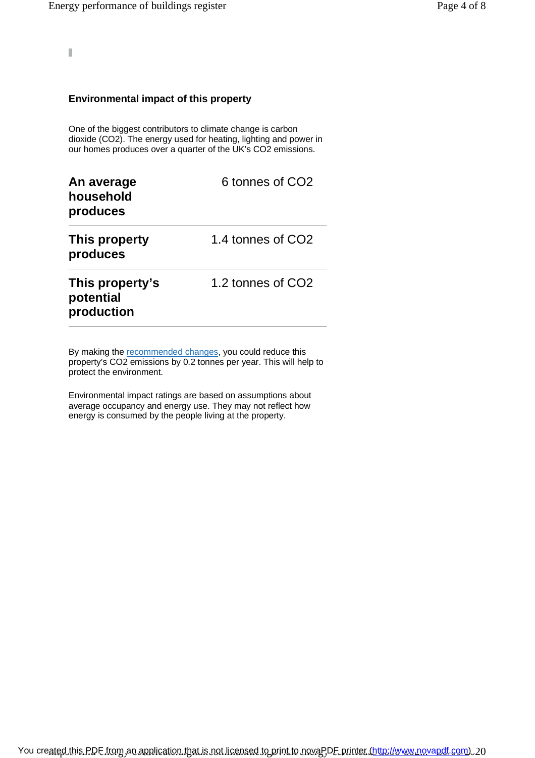## Environmental impact of this property

One of the biggest contributors to climate change is carbon dioxide ($CO_2$). The energy used for heating, lighting and power in our homes produces over a quarter of the UK's $CO_2$ emissions.

| | |
|---|---|
| **An average household produces** | 6 tonnes of $CO_2$ |
| **This property produces** | 1.4 tonnes of $CO_2$ |
| **This property's potential production** | 1.2 tonnes of $CO_2$ |

By making the recommended changes, you could reduce this property's $CO_2$ emissions by 0.2 tonnes per year. This will help to protect the environment.

Environmental impact ratings are based on assumptions about average occupancy and energy use. They may not reflect how energy is consumed by the people living at the property.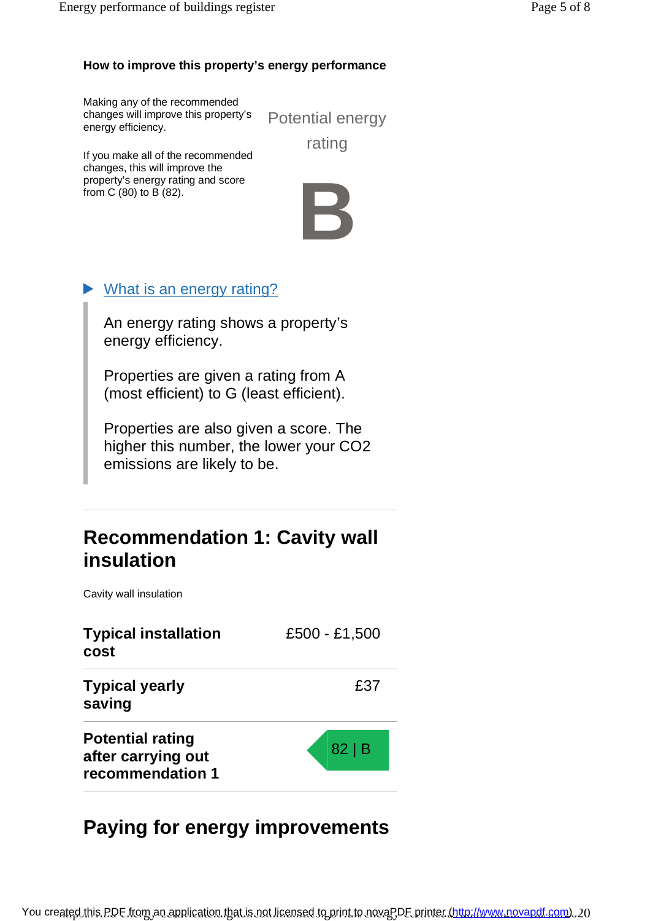### How to improve this property's energy performance

Making any of the recommended changes will improve this property's energy efficiency.

If you make all of the recommended changes, this will improve the property's energy rating and score from C (80) to B (82).

Potential energy rating

**B**

What is an energy rating?

An energy rating shows a property's energy efficiency.

Properties are given a rating from A (most efficient) to G (least efficient).

Properties are also given a score. The higher this number, the lower your $CO_2$ emissions are likely to be.

## Recommendation 1: Cavity wall insulation

Cavity wall insulation

| | |
|---|---|
| **Typical installation cost** | £500 - £1,500 |
| **Typical yearly saving** | £37 |
| **Potential rating after carrying out recommendation 1** | 82 \| B |

## Paying for energy improvements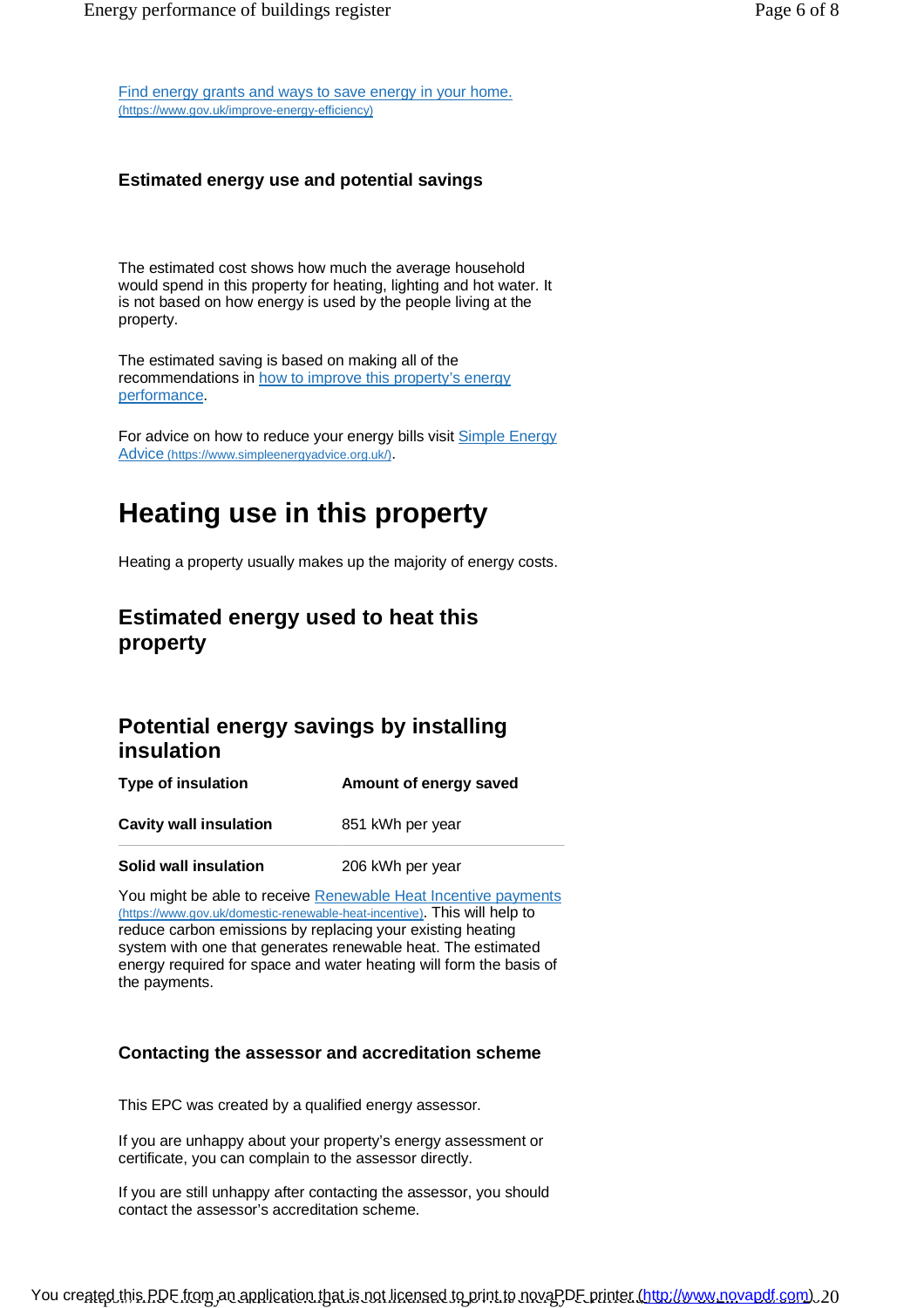[Find energy grants and ways to save energy in your home. (https://www.gov.uk/improve-energy-efficiency)](https://www.gov.uk/improve-energy-efficiency)

### Estimated energy use and potential savings

The estimated cost shows how much the average household would spend in this property for heating, lighting and hot water. It is not based on how energy is used by the people living at the property.

The estimated saving is based on making all of the recommendations in how to improve this property's energy performance.

For advice on how to reduce your energy bills visit Simple Energy Advice (https://www.simpleenergyadvice.org.uk/).

# Heating use in this property

Heating a property usually makes up the majority of energy costs.

## Estimated energy used to heat this property

## Potential energy savings by installing insulation

| Type of insulation | Amount of energy saved |
| --- | --- |
| **Cavity wall insulation** | 851 kWh per year |
| **Solid wall insulation** | 206 kWh per year |

You might be able to receive Renewable Heat Incentive payments (https://www.gov.uk/domestic-renewable-heat-incentive). This will help to reduce carbon emissions by replacing your existing heating system with one that generates renewable heat. The estimated energy required for space and water heating will form the basis of the payments.

### Contacting the assessor and accreditation scheme

This EPC was created by a qualified energy assessor.

If you are unhappy about your property's energy assessment or certificate, you can complain to the assessor directly.

If you are still unhappy after contacting the assessor, you should contact the assessor's accreditation scheme.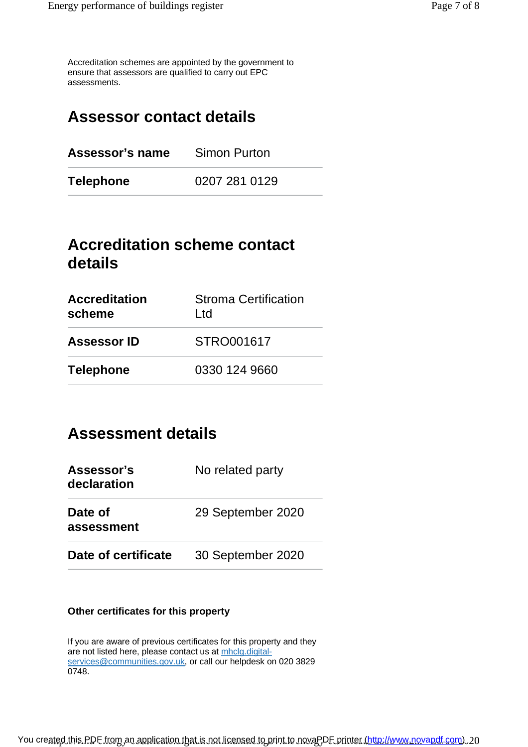Accreditation schemes are appointed by the government to ensure that assessors are qualified to carry out EPC assessments.

## Assessor contact details

| | |
|---|---|
| **Assessor's name** | Simon Purton |
| **Telephone** | 0207 281 0129 |

## Accreditation scheme contact details

| | |
|---|---|
| **Accreditation scheme** | Stroma Certification Ltd |
| **Assessor ID** | STRO001617 |
| **Telephone** | 0330 124 9660 |

## Assessment details

| | |
|---|---|
| **Assessor's declaration** | No related party |
| **Date of assessment** | 29 September 2020 |
| **Date of certificate** | 30 September 2020 |

### Other certificates for this property

If you are aware of previous certificates for this property and they are not listed here, please contact us at mhclg.digital-services@communities.gov.uk, or call our helpdesk on 020 3829 0748.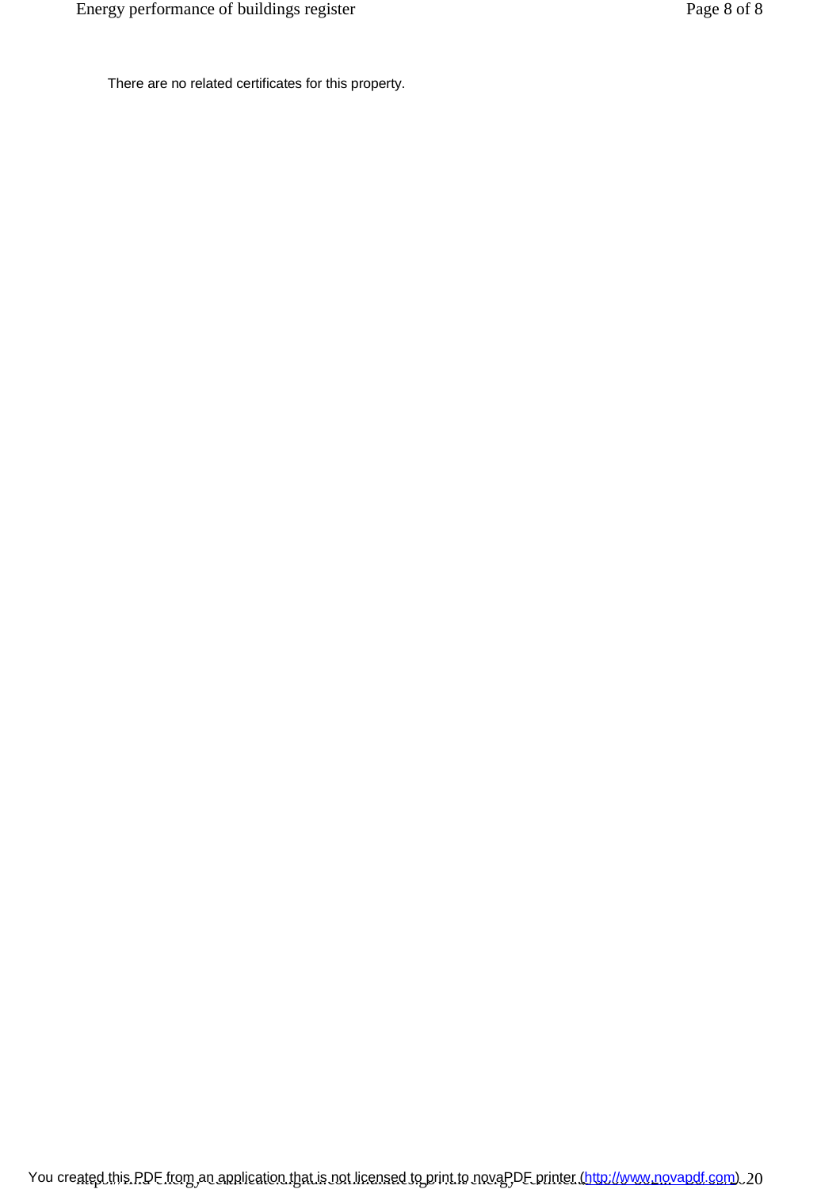There are no related certificates for this property.